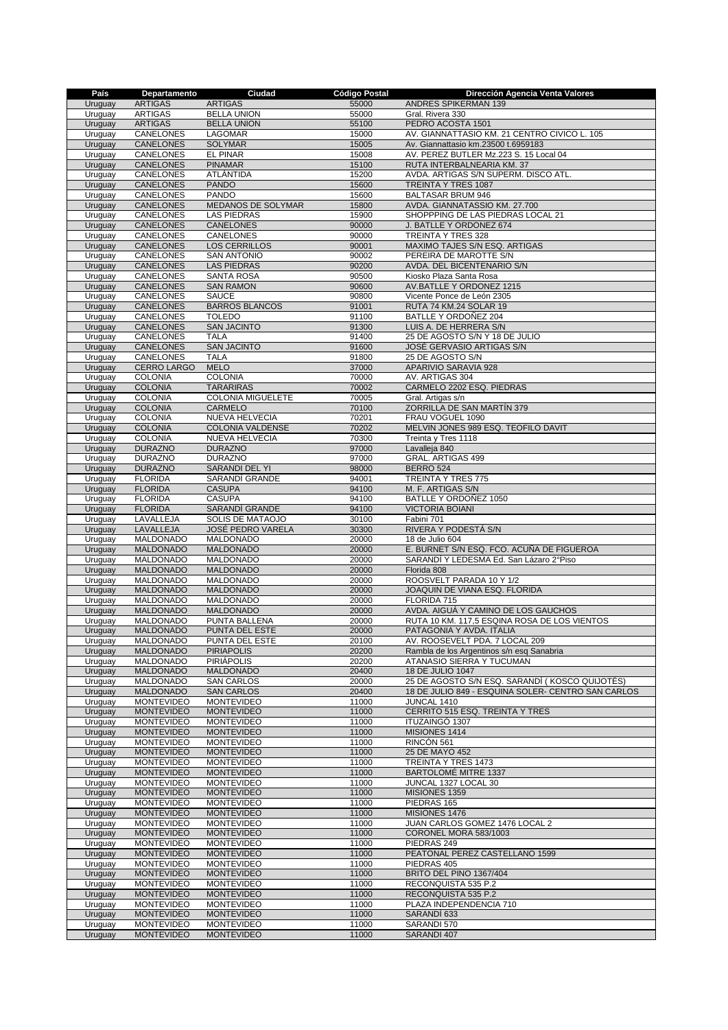| País | Departamento | Ciudad | Código Postal | Dirección Agencia Venta Valores |
|---|---|---|---|---|
| Uruguay | ARTIGAS | ARTIGAS | 55000 | ANDRES SPIKERMAN 139 |
| Uruguay | ARTIGAS | BELLA UNION | 55000 | Gral. Rivera 330 |
| Uruguay | ARTIGAS | BELLA UNION | 55100 | PEDRO ACOSTA 1501 |
| Uruguay | CANELONES | LAGOMAR | 15000 | AV. GIANNATTASIO KM. 21 CENTRO CIVICO L. 105 |
| Uruguay | CANELONES | SOLYMAR | 15005 | Av. Giannattasio km.23500 t.6959183 |
| Uruguay | CANELONES | EL PINAR | 15008 | AV. PEREZ BUTLER Mz.223 S. 15 Local 04 |
| Uruguay | CANELONES | PINAMAR | 15100 | RUTA INTERBALNEARIA KM. 37 |
| Uruguay | CANELONES | ATLÁNTIDA | 15200 | AVDA. ARTIGAS S/N SUPERM. DISCO ATL. |
| Uruguay | CANELONES | PANDO | 15600 | TREINTA Y TRES 1087 |
| Uruguay | CANELONES | PANDO | 15600 | BALTASAR BRUM 946 |
| Uruguay | CANELONES | MEDANOS DE SOLYMAR | 15800 | AVDA. GIANNATASSIO KM. 27.700 |
| Uruguay | CANELONES | LAS PIEDRAS | 15900 | SHOPPPING DE LAS PIEDRAS LOCAL 21 |
| Uruguay | CANELONES | CANELONES | 90000 | J. BATLLE Y ORDONEZ 674 |
| Uruguay | CANELONES | CANELONES | 90000 | TREINTA Y TRES 328 |
| Uruguay | CANELONES | LOS CERRILLOS | 90001 | MAXIMO TAJES S/N ESQ. ARTIGAS |
| Uruguay | CANELONES | SAN ANTONIO | 90002 | PEREIRA DE MAROTTE S/N |
| Uruguay | CANELONES | LAS PIEDRAS | 90200 | AVDA. DEL BICENTENARIO S/N |
| Uruguay | CANELONES | SANTA ROSA | 90500 | Kiosko Plaza Santa Rosa |
| Uruguay | CANELONES | SAN RAMON | 90600 | AV.BATLLE Y ORDONEZ 1215 |
| Uruguay | CANELONES | SAUCE | 90800 | Vicente Ponce de León 2305 |
| Uruguay | CANELONES | BARROS BLANCOS | 91001 | RUTA 74 KM.24 SOLAR 19 |
| Uruguay | CANELONES | TOLEDO | 91100 | BATLLE Y ORDOÑEZ 204 |
| Uruguay | CANELONES | SAN JACINTO | 91300 | LUIS A. DE HERRERA S/N |
| Uruguay | CANELONES | TALA | 91400 | 25 DE AGOSTO S/N Y 18 DE JULIO |
| Uruguay | CANELONES | SAN JACINTO | 91600 | JOSE GERVASIO ARTIGAS S/N |
| Uruguay | CANELONES | TALA | 91800 | 25 DE AGOSTO S/N |
| Uruguay | CERRO LARGO | MELO | 37000 | APARIVIO SARAVIA 928 |
| Uruguay | COLONIA | COLONIA | 70000 | AV. ARTIGAS 304 |
| Uruguay | COLONIA | TARARIRAS | 70002 | CARMELO 2202 ESQ. PIEDRAS |
| Uruguay | COLONIA | COLONIA MIGUELETE | 70005 | Gral. Artigas s/n |
| Uruguay | COLONIA | CARMELO | 70100 | ZORRILLA DE SAN MARTÍN 379 |
| Uruguay | COLONIA | NUEVA HELVECIA | 70201 | FRAU VOGUEL 1090 |
| Uruguay | COLONIA | COLONIA VALDENSE | 70202 | MELVIN JONES 989 ESQ. TEOFILO DAVIT |
| Uruguay | COLONIA | NUEVA HELVECIA | 70300 | Treinta y Tres 1118 |
| Uruguay | DURAZNO | DURAZNO | 97000 | Lavalleja 840 |
| Uruguay | DURAZNO | DURAZNO | 97000 | GRAL. ARTIGAS 499 |
| Uruguay | DURAZNO | SARANDI DEL YI | 98000 | BERRO 524 |
| Uruguay | FLORIDA | SARANDÍ GRANDE | 94001 | TREINTA Y TRES 775 |
| Uruguay | FLORIDA | CASUPA | 94100 | M. F. ARTIGAS S/N |
| Uruguay | FLORIDA | CASUPA | 94100 | BATLLE Y ORDOÑEZ 1050 |
| Uruguay | FLORIDA | SARANDÍ GRANDE | 94100 | VICTORIA BOIANI |
| Uruguay | LAVALLEJA | SOLIS DE MATAOJO | 30100 | Fabini 701 |
| Uruguay | LAVALLEJA | JOSÉ PEDRO VARELA | 30300 | RIVERA Y PODESTÁ S/N |
| Uruguay | MALDONADO | MALDONADO | 20000 | 18 de Julio 604 |
| Uruguay | MALDONADO | MALDONADO | 20000 | E. BURNET S/N ESQ. FCO. ACUÑA DE FIGUEROA |
| Uruguay | MALDONADO | MALDONADO | 20000 | SARANDÍ Y LEDESMA Ed. San Lázaro 2°Piso |
| Uruguay | MALDONADO | MALDONADO | 20000 | Florida 808 |
| Uruguay | MALDONADO | MALDONADO | 20000 | ROOSVELT PARADA 10 Y 1/2 |
| Uruguay | MALDONADO | MALDONADO | 20000 | JOAQUIN DE VIANA ESQ. FLORIDA |
| Uruguay | MALDONADO | MALDONADO | 20000 | FLORIDA 715 |
| Uruguay | MALDONADO | MALDONADO | 20000 | AVDA. AIGUÁ Y CAMINO DE LOS GAUCHOS |
| Uruguay | MALDONADO | PUNTA BALLENA | 20000 | RUTA 10 KM. 117,5 ESQINA ROSA DE LOS VIENTOS |
| Uruguay | MALDONADO | PUNTA DEL ESTE | 20000 | PATAGONIA Y AVDA. ITALIA |
| Uruguay | MALDONADO | PUNTA DEL ESTE | 20100 | AV. ROOSEVELT PDA. 7 LOCAL 209 |
| Uruguay | MALDONADO | PIRIAPOLIS | 20200 | Rambla de los Argentinos s/n esq Sanabria |
| Uruguay | MALDONADO | PIRIÁPOLIS | 20200 | ATANASIO SIERRA Y TUCUMAN |
| Uruguay | MALDONADO | MALDONADO | 20400 | 18 DE JULIO 1047 |
| Uruguay | MALDONADO | SAN CARLOS | 20000 | 25 DE AGOSTO S/N ESQ. SARANDÍ ( KOSCO QUIJOTES) |
| Uruguay | MALDONADO | SAN CARLOS | 20400 | 18 DE JULIO 849 - ESQUINA SOLER- CENTRO SAN CARLOS |
| Uruguay | MONTEVIDEO | MONTEVIDEO | 11000 | JUNCAL 1410 |
| Uruguay | MONTEVIDEO | MONTEVIDEO | 11000 | CERRITO 515 ESQ. TREINTA Y TRES |
| Uruguay | MONTEVIDEO | MONTEVIDEO | 11000 | ITUZAINGÓ 1307 |
| Uruguay | MONTEVIDEO | MONTEVIDEO | 11000 | MISIONES 1414 |
| Uruguay | MONTEVIDEO | MONTEVIDEO | 11000 | RINCÓN 561 |
| Uruguay | MONTEVIDEO | MONTEVIDEO | 11000 | 25 DE MAYO 452 |
| Uruguay | MONTEVIDEO | MONTEVIDEO | 11000 | TREINTA Y TRES 1473 |
| Uruguay | MONTEVIDEO | MONTEVIDEO | 11000 | BARTOLOMÉ MITRE 1337 |
| Uruguay | MONTEVIDEO | MONTEVIDEO | 11000 | JUNCAL 1327 LOCAL 30 |
| Uruguay | MONTEVIDEO | MONTEVIDEO | 11000 | MISIONES 1359 |
| Uruguay | MONTEVIDEO | MONTEVIDEO | 11000 | PIEDRAS 165 |
| Uruguay | MONTEVIDEO | MONTEVIDEO | 11000 | MISIONES 1476 |
| Uruguay | MONTEVIDEO | MONTEVIDEO | 11000 | JUAN CARLOS GOMEZ 1476 LOCAL 2 |
| Uruguay | MONTEVIDEO | MONTEVIDEO | 11000 | CORONEL MORA 583/1003 |
| Uruguay | MONTEVIDEO | MONTEVIDEO | 11000 | PIEDRAS 249 |
| Uruguay | MONTEVIDEO | MONTEVIDEO | 11000 | PEATONAL PEREZ CASTELLANO 1599 |
| Uruguay | MONTEVIDEO | MONTEVIDEO | 11000 | PIEDRAS 405 |
| Uruguay | MONTEVIDEO | MONTEVIDEO | 11000 | BRITO DEL PINO 1367/404 |
| Uruguay | MONTEVIDEO | MONTEVIDEO | 11000 | RECONQUISTA 535 P.2 |
| Uruguay | MONTEVIDEO | MONTEVIDEO | 11000 | RECONQUISTA 535 P.2 |
| Uruguay | MONTEVIDEO | MONTEVIDEO | 11000 | PLAZA INDEPENDENCIA 710 |
| Uruguay | MONTEVIDEO | MONTEVIDEO | 11000 | SARANDÍ 633 |
| Uruguay | MONTEVIDEO | MONTEVIDEO | 11000 | SARANDI 570 |
| Uruguay | MONTEVIDEO | MONTEVIDEO | 11000 | SARANDI 407 |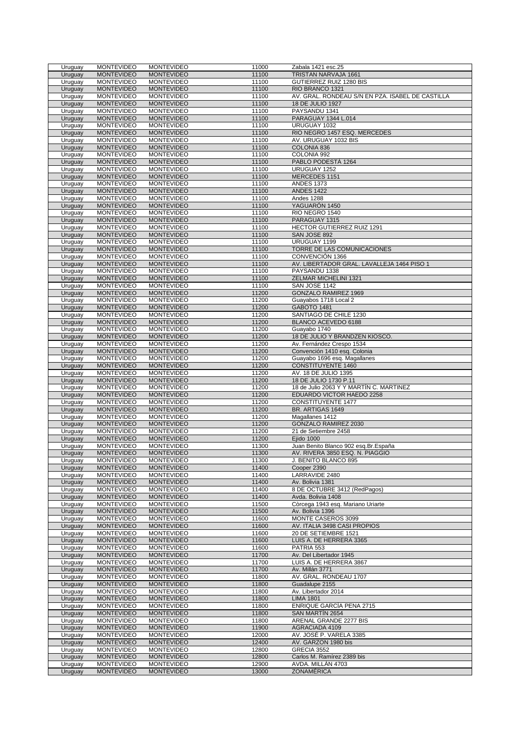| Uruguay | MONTEVIDEO | MONTEVIDEO | 11000 | Zabala 1421 esc.25 |
|---|---|---|---|---|
| Uruguay | MONTEVIDEO | MONTEVIDEO | 11100 | TRISTAN NARVAJA 1661 |
| Uruguay | MONTEVIDEO | MONTEVIDEO | 11100 | GUTIERREZ RUIZ 1280 BIS |
| Uruguay | MONTEVIDEO | MONTEVIDEO | 11100 | RIO BRANCO 1321 |
| Uruguay | MONTEVIDEO | MONTEVIDEO | 11100 | AV. GRAL. RONDEAU S/N EN PZA. ISABEL DE CASTILLA |
| Uruguay | MONTEVIDEO | MONTEVIDEO | 11100 | 18 DE JULIO 1927 |
| Uruguay | MONTEVIDEO | MONTEVIDEO | 11100 | PAYSANDU 1341 |
| Uruguay | MONTEVIDEO | MONTEVIDEO | 11100 | PARAGUAY 1344 L.014 |
| Uruguay | MONTEVIDEO | MONTEVIDEO | 11100 | URUGUAY 1032 |
| Uruguay | MONTEVIDEO | MONTEVIDEO | 11100 | RIO NEGRO 1457 ESQ. MERCEDES |
| Uruguay | MONTEVIDEO | MONTEVIDEO | 11100 | AV. URUGUAY 1032 BIS |
| Uruguay | MONTEVIDEO | MONTEVIDEO | 11100 | COLONIA 836 |
| Uruguay | MONTEVIDEO | MONTEVIDEO | 11100 | COLONIA 992 |
| Uruguay | MONTEVIDEO | MONTEVIDEO | 11100 | PABLO PODESTÁ 1264 |
| Uruguay | MONTEVIDEO | MONTEVIDEO | 11100 | URUGUAY 1252 |
| Uruguay | MONTEVIDEO | MONTEVIDEO | 11100 | MERCEDES 1151 |
| Uruguay | MONTEVIDEO | MONTEVIDEO | 11100 | ANDES 1373 |
| Uruguay | MONTEVIDEO | MONTEVIDEO | 11100 | ANDES 1422 |
| Uruguay | MONTEVIDEO | MONTEVIDEO | 11100 | Andes 1288 |
| Uruguay | MONTEVIDEO | MONTEVIDEO | 11100 | YAGUARÓN 1450 |
| Uruguay | MONTEVIDEO | MONTEVIDEO | 11100 | RIO NEGRO 1540 |
| Uruguay | MONTEVIDEO | MONTEVIDEO | 11100 | PARAGUAY 1315 |
| Uruguay | MONTEVIDEO | MONTEVIDEO | 11100 | HECTOR GUTIERREZ RUIZ 1291 |
| Uruguay | MONTEVIDEO | MONTEVIDEO | 11100 | SAN JOSE 892 |
| Uruguay | MONTEVIDEO | MONTEVIDEO | 11100 | URUGUAY 1199 |
| Uruguay | MONTEVIDEO | MONTEVIDEO | 11100 | TORRE DE LAS COMUNICACIONES |
| Uruguay | MONTEVIDEO | MONTEVIDEO | 11100 | CONVENCIÓN 1366 |
| Uruguay | MONTEVIDEO | MONTEVIDEO | 11100 | AV. LIBERTADOR GRAL. LAVALLEJA 1464 PISO 1 |
| Uruguay | MONTEVIDEO | MONTEVIDEO | 11100 | PAYSANDU 1338 |
| Uruguay | MONTEVIDEO | MONTEVIDEO | 11100 | ZELMAR MICHELINI 1321 |
| Uruguay | MONTEVIDEO | MONTEVIDEO | 11100 | SAN JOSE 1142 |
| Uruguay | MONTEVIDEO | MONTEVIDEO | 11200 | GONZALO RAMIREZ 1969 |
| Uruguay | MONTEVIDEO | MONTEVIDEO | 11200 | Guayabos 1718 Local 2 |
| Uruguay | MONTEVIDEO | MONTEVIDEO | 11200 | GABOTO 1481 |
| Uruguay | MONTEVIDEO | MONTEVIDEO | 11200 | SANTIAGO DE CHILE 1230 |
| Uruguay | MONTEVIDEO | MONTEVIDEO | 11200 | BLANCO ACEVEDO 6188 |
| Uruguay | MONTEVIDEO | MONTEVIDEO | 11200 | Guayabo 1740 |
| Uruguay | MONTEVIDEO | MONTEVIDEO | 11200 | 18 DE JULIO Y BRANDZEN KIOSCO. |
| Uruguay | MONTEVIDEO | MONTEVIDEO | 11200 | Av. Fernández Crespo 1534 |
| Uruguay | MONTEVIDEO | MONTEVIDEO | 11200 | Convención 1410 esq. Colonia |
| Uruguay | MONTEVIDEO | MONTEVIDEO | 11200 | Guayabo 1696 esq. Magallanes |
| Uruguay | MONTEVIDEO | MONTEVIDEO | 11200 | CONSTITUYENTE 1460 |
| Uruguay | MONTEVIDEO | MONTEVIDEO | 11200 | AV. 18 DE JULIO 1395 |
| Uruguay | MONTEVIDEO | MONTEVIDEO | 11200 | 18 DE JULIO 1730 P.11 |
| Uruguay | MONTEVIDEO | MONTEVIDEO | 11200 | 18 de Julio 2063 Y Y MARTÍN C. MARTINEZ |
| Uruguay | MONTEVIDEO | MONTEVIDEO | 11200 | EDUARDO VICTOR HAEDO 2258 |
| Uruguay | MONTEVIDEO | MONTEVIDEO | 11200 | CONSTITUYENTE 1477 |
| Uruguay | MONTEVIDEO | MONTEVIDEO | 11200 | BR. ARTIGAS 1649 |
| Uruguay | MONTEVIDEO | MONTEVIDEO | 11200 | Magallanes 1412 |
| Uruguay | MONTEVIDEO | MONTEVIDEO | 11200 | GONZALO RAMIREZ 2030 |
| Uruguay | MONTEVIDEO | MONTEVIDEO | 11200 | 21 de Setiembre 2458 |
| Uruguay | MONTEVIDEO | MONTEVIDEO | 11200 | Ejido 1000 |
| Uruguay | MONTEVIDEO | MONTEVIDEO | 11300 | Juan Benito Blanco 902 esq.Br.España |
| Uruguay | MONTEVIDEO | MONTEVIDEO | 11300 | AV. RIVERA 3850 ESQ. N. PIAGGIO |
| Uruguay | MONTEVIDEO | MONTEVIDEO | 11300 | J. BENITO BLANCO 895 |
| Uruguay | MONTEVIDEO | MONTEVIDEO | 11400 | Cooper 2390 |
| Uruguay | MONTEVIDEO | MONTEVIDEO | 11400 | LARRAVIDE 2480 |
| Uruguay | MONTEVIDEO | MONTEVIDEO | 11400 | Av. Bolivia 1381 |
| Uruguay | MONTEVIDEO | MONTEVIDEO | 11400 | 8 DE OCTUBRE 3412 (RedPagos) |
| Uruguay | MONTEVIDEO | MONTEVIDEO | 11400 | Avda. Bolivia 1408 |
| Uruguay | MONTEVIDEO | MONTEVIDEO | 11500 | Córcega 1943 esq. Mariano Uriarte |
| Uruguay | MONTEVIDEO | MONTEVIDEO | 11500 | Av. Bolivia 1396 |
| Uruguay | MONTEVIDEO | MONTEVIDEO | 11600 | MONTE CASEROS 3099 |
| Uruguay | MONTEVIDEO | MONTEVIDEO | 11600 | AV. ITALIA 3498 CASI PROPIOS |
| Uruguay | MONTEVIDEO | MONTEVIDEO | 11600 | 20 DE SETIEMBRE 1521 |
| Uruguay | MONTEVIDEO | MONTEVIDEO | 11600 | LUIS A. DE HERRERA 3365 |
| Uruguay | MONTEVIDEO | MONTEVIDEO | 11600 | PATRIA 553 |
| Uruguay | MONTEVIDEO | MONTEVIDEO | 11700 | Av. Del Libertador 1945 |
| Uruguay | MONTEVIDEO | MONTEVIDEO | 11700 | LUIS A. DE HERRERA 3867 |
| Uruguay | MONTEVIDEO | MONTEVIDEO | 11700 | Av. Millán 3771 |
| Uruguay | MONTEVIDEO | MONTEVIDEO | 11800 | AV. GRAL. RONDEAU 1707 |
| Uruguay | MONTEVIDEO | MONTEVIDEO | 11800 | Guadalupe 2155 |
| Uruguay | MONTEVIDEO | MONTEVIDEO | 11800 | Av. Libertador 2014 |
| Uruguay | MONTEVIDEO | MONTEVIDEO | 11800 | LIMA 1801 |
| Uruguay | MONTEVIDEO | MONTEVIDEO | 11800 | ENRIQUE GARCÍA PEÑA 2715 |
| Uruguay | MONTEVIDEO | MONTEVIDEO | 11800 | SAN MARTÍN 2654 |
| Uruguay | MONTEVIDEO | MONTEVIDEO | 11800 | ARENAL GRANDE 2277 BIS |
| Uruguay | MONTEVIDEO | MONTEVIDEO | 11900 | AGRACIADA 4109 |
| Uruguay | MONTEVIDEO | MONTEVIDEO | 12000 | AV. JOSÉ P. VARELA 3385 |
| Uruguay | MONTEVIDEO | MONTEVIDEO | 12400 | AV. GARZON 1980 bis |
| Uruguay | MONTEVIDEO | MONTEVIDEO | 12800 | GRECIA 3552 |
| Uruguay | MONTEVIDEO | MONTEVIDEO | 12800 | Carlos M. Ramírez 2389 bis |
| Uruguay | MONTEVIDEO | MONTEVIDEO | 12900 | AVDA. MILLÁN 4703 |
| Uruguay | MONTEVIDEO | MONTEVIDEO | 13000 | ZONAMÉRICA |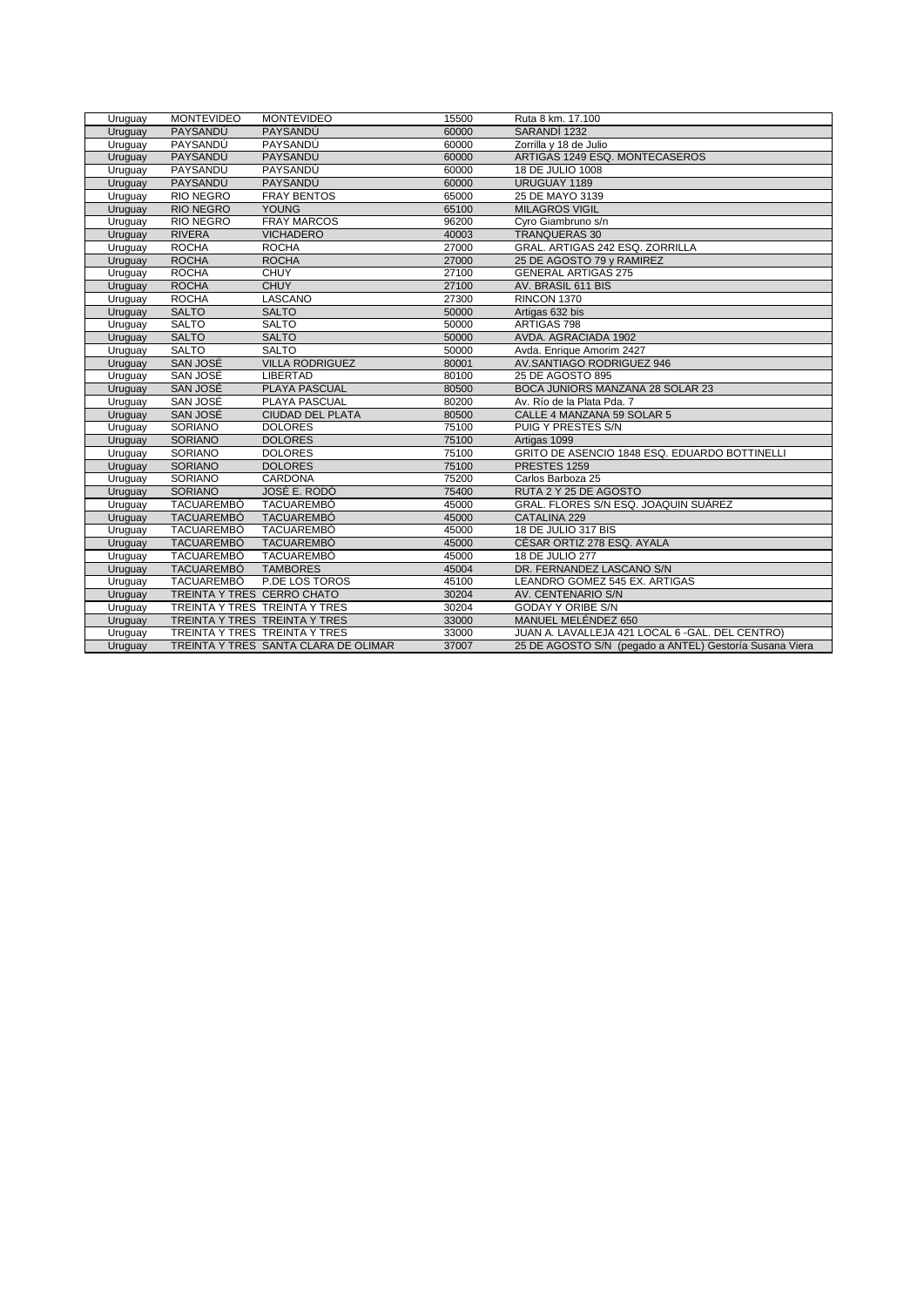| | | | | |
|---|---|---|---|---|
| Uruguay | MONTEVIDEO | MONTEVIDEO | 15500 | Ruta 8 km. 17.100 |
| Uruguay | PAYSANDÚ | PAYSANDÚ | 60000 | SARANDÍ 1232 |
| Uruguay | PAYSANDÚ | PAYSANDÚ | 60000 | Zorrilla y 18 de Julio |
| Uruguay | PAYSANDÚ | PAYSANDÚ | 60000 | ARTIGAS 1249 ESQ. MONTECASEROS |
| Uruguay | PAYSANDÚ | PAYSANDÚ | 60000 | 18 DE JULIO 1008 |
| Uruguay | PAYSANDÚ | PAYSANDÚ | 60000 | URUGUAY 1189 |
| Uruguay | RIO NEGRO | FRAY BENTOS | 65000 | 25 DE MAYO 3139 |
| Uruguay | RIO NEGRO | YOUNG | 65100 | MILAGROS VIGIL |
| Uruguay | RIO NEGRO | FRAY MARCOS | 96200 | Cyro Giambruno s/n |
| Uruguay | RIVERA | VICHADERO | 40003 | TRANQUERAS 30 |
| Uruguay | ROCHA | ROCHA | 27000 | GRAL. ARTIGAS 242 ESQ. ZORRILLA |
| Uruguay | ROCHA | ROCHA | 27000 | 25 DE AGOSTO 79 y RAMIREZ |
| Uruguay | ROCHA | CHUY | 27100 | GENERAL ARTIGAS 275 |
| Uruguay | ROCHA | CHUY | 27100 | AV. BRASIL 611 BIS |
| Uruguay | ROCHA | LASCANO | 27300 | RINCON 1370 |
| Uruguay | SALTO | SALTO | 50000 | Artigas 632 bis |
| Uruguay | SALTO | SALTO | 50000 | ARTIGAS 798 |
| Uruguay | SALTO | SALTO | 50000 | AVDA. AGRACIADA 1902 |
| Uruguay | SALTO | SALTO | 50000 | Avda. Enrique Amorim 2427 |
| Uruguay | SAN JOSÉ | VILLA RODRIGUEZ | 80001 | AV.SANTIAGO RODRIGUEZ 946 |
| Uruguay | SAN JOSÉ | LIBERTAD | 80100 | 25 DE AGOSTO 895 |
| Uruguay | SAN JOSÉ | PLAYA PASCUAL | 80500 | BOCA JUNIORS MANZANA 28 SOLAR 23 |
| Uruguay | SAN JOSÉ | PLAYA PASCUAL | 80200 | Av. Río de la Plata Pda. 7 |
| Uruguay | SAN JOSÉ | CIUDAD DEL PLATA | 80500 | CALLE 4 MANZANA 59 SOLAR 5 |
| Uruguay | SORIANO | DOLORES | 75100 | PUIG Y PRESTES S/N |
| Uruguay | SORIANO | DOLORES | 75100 | Artigas 1099 |
| Uruguay | SORIANO | DOLORES | 75100 | GRITO DE ASENCIO 1848 ESQ. EDUARDO BOTTINELLI |
| Uruguay | SORIANO | DOLORES | 75100 | PRESTES 1259 |
| Uruguay | SORIANO | CARDONA | 75200 | Carlos Barboza 25 |
| Uruguay | SORIANO | JOSÉ E. RODÓ | 75400 | RUTA 2 Y 25 DE AGOSTO |
| Uruguay | TACUAREMBÓ | TACUAREMBÓ | 45000 | GRAL. FLORES S/N ESQ. JOAQUIN SUÁREZ |
| Uruguay | TACUAREMBÓ | TACUAREMBÓ | 45000 | CATALINA 229 |
| Uruguay | TACUAREMBÓ | TACUAREMBÓ | 45000 | 18 DE JULIO 317 BIS |
| Uruguay | TACUAREMBÓ | TACUAREMBÓ | 45000 | CÉSAR ORTIZ 278 ESQ. AYALA |
| Uruguay | TACUAREMBÓ | TACUAREMBÓ | 45000 | 18 DE JULIO 277 |
| Uruguay | TACUAREMBÓ | TAMBORES | 45004 | DR. FERNANDEZ LASCANO S/N |
| Uruguay | TACUAREMBÓ | P.DE LOS TOROS | 45100 | LEANDRO GOMEZ 545 EX. ARTIGAS |
| Uruguay | TREINTA Y TRES | CERRO CHATO | 30204 | AV. CENTENARIO S/N |
| Uruguay | TREINTA Y TRES | TREINTA Y TRES | 30204 | GODAY Y ORIBE S/N |
| Uruguay | TREINTA Y TRES | TREINTA Y TRES | 33000 | MANUEL MELÉNDEZ 650 |
| Uruguay | TREINTA Y TRES | TREINTA Y TRES | 33000 | JUAN A. LAVALLEJA 421 LOCAL 6 -GAL. DEL CENTRO) |
| Uruguay | TREINTA Y TRES | SANTA CLARA DE OLIMAR | 37007 | 25 DE AGOSTO S/N (pegado a ANTEL) Gestoría Susana Viera |